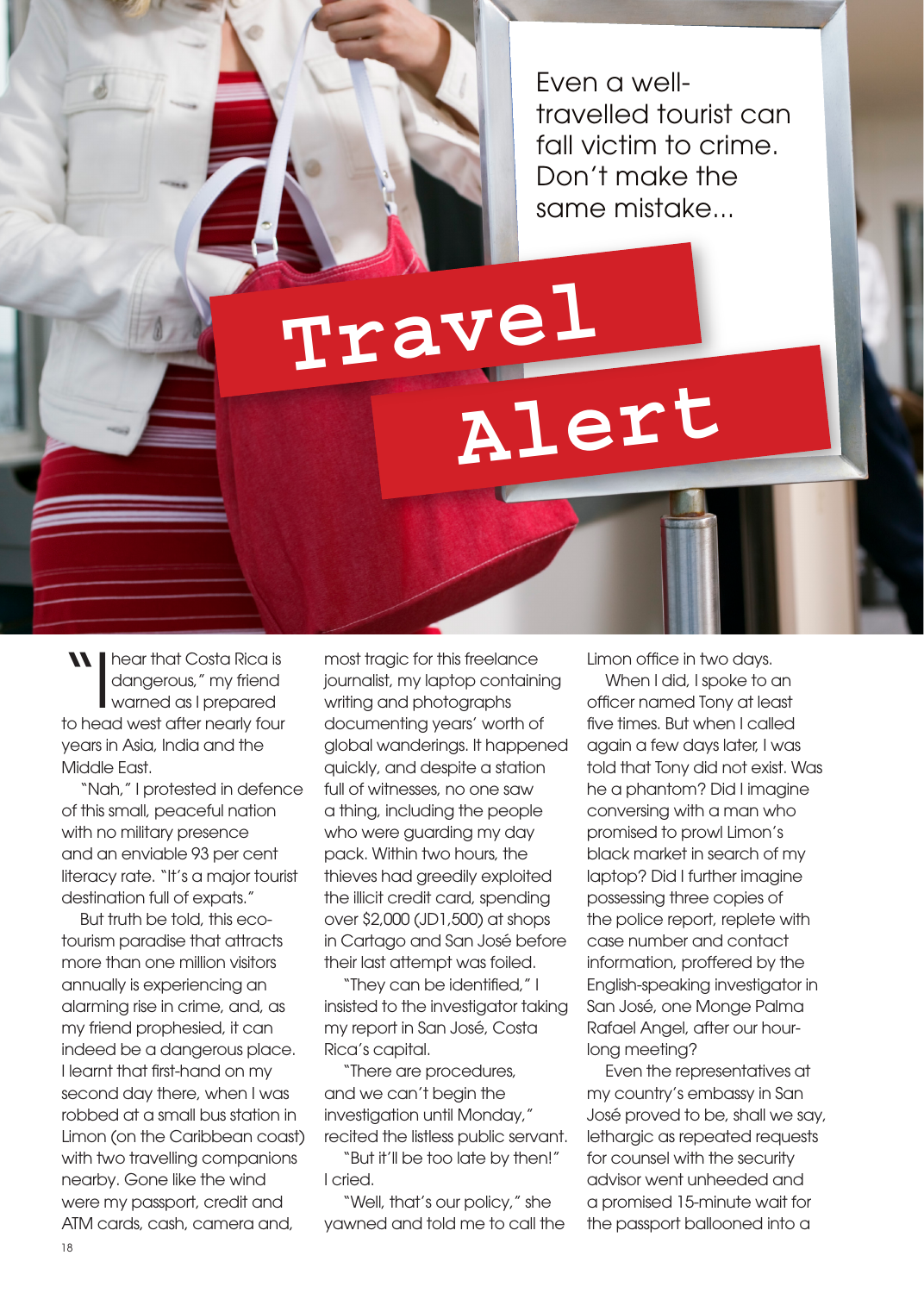# Travel Alert

Even a well-travelled tourist can fall victim to crime. Don't make the same mistake...

"I hear that Costa Rica is dangerous," my friend warned as I prepared to head west after nearly four years in Asia, India and the Middle East.

"Nah," I protested in defence of this small, peaceful nation with no military presence and an enviable 93 per cent literacy rate. "It's a major tourist destination full of expats."

But truth be told, this eco-tourism paradise that attracts more than one million visitors annually is experiencing an alarming rise in crime, and, as my friend prophesied, it can indeed be a dangerous place. I learnt that first-hand on my second day there, when I was robbed at a small bus station in Limon (on the Caribbean coast) with two travelling companions nearby. Gone like the wind were my passport, credit and ATM cards, cash, camera and, most tragic for this freelance journalist, my laptop containing writing and photographs documenting years' worth of global wanderings. It happened quickly, and despite a station full of witnesses, no one saw a thing, including the people who were guarding my day pack. Within two hours, the thieves had greedily exploited the illicit credit card, spending over $2,000 (JD1,500) at shops in Cartago and San José before their last attempt was foiled.

"They can be identified," I insisted to the investigator taking my report in San José, Costa Rica's capital.

"There are procedures, and we can't begin the investigation until Monday," recited the listless public servant.

"But it'll be too late by then!" I cried.

"Well, that's our policy," she yawned and told me to call the Limon office in two days.

When I did, I spoke to an officer named Tony at least five times. But when I called again a few days later, I was told that Tony did not exist. Was he a phantom? Did I imagine conversing with a man who promised to prowl Limon's black market in search of my laptop? Did I further imagine possessing three copies of the police report, replete with case number and contact information, proffered by the English-speaking investigator in San José, one Monge Palma Rafael Angel, after our hour-long meeting?

Even the representatives at my country's embassy in San José proved to be, shall we say, lethargic as repeated requests for counsel with the security advisor went unheeded and a promised 15-minute wait for the passport ballooned into a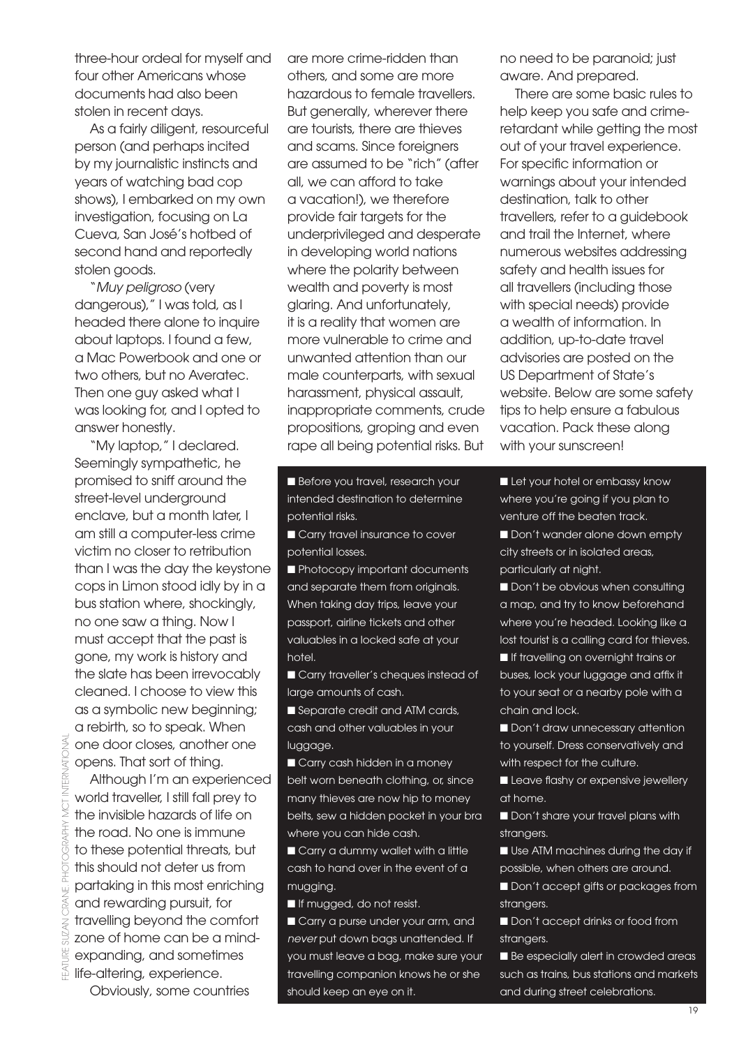three-hour ordeal for myself and four other Americans whose documents had also been stolen in recent days.

As a fairly diligent, resourceful person (and perhaps incited by my journalistic instincts and years of watching bad cop shows), I embarked on my own investigation, focusing on La Cueva, San José's hotbed of second hand and reportedly stolen goods.

"*Muy peligroso* (very dangerous)," I was told, as I headed there alone to inquire about laptops. I found a few, a Mac Powerbook and one or two others, but no Averatec. Then one guy asked what I was looking for, and I opted to answer honestly.

"My laptop," I declared. Seemingly sympathetic, he promised to sniff around the street-level underground enclave, but a month later, I am still a computer-less crime victim no closer to retribution than I was the day the keystone cops in Limon stood idly by in a bus station where, shockingly, no one saw a thing. Now I must accept that the past is gone, my work is history and the slate has been irrevocably cleaned. I choose to view this as a symbolic new beginning; a rebirth, so to speak. When one door closes, another one opens. That sort of thing.

Although I'm an experienced world traveller, I still fall prey to the invisible hazards of life on the road. No one is immune to these potential threats, but this should not deter us from partaking in this most enriching and rewarding pursuit, for travelling beyond the comfort zone of home can be a mind-expanding, and sometimes life-altering, experience.

Obviously, some countries are more crime-ridden than others, and some are more hazardous to female travellers. But generally, wherever there are tourists, there are thieves and scams. Since foreigners are assumed to be "rich" (after all, we can afford to take a vacation!), we therefore provide fair targets for the underprivileged and desperate in developing world nations where the polarity between wealth and poverty is most glaring. And unfortunately, it is a reality that women are more vulnerable to crime and unwanted attention than our male counterparts, with sexual harassment, physical assault, inappropriate comments, crude propositions, groping and even rape all being potential risks. But no need to be paranoid; just aware. And prepared.

There are some basic rules to help keep you safe and crime-retardant while getting the most out of your travel experience. For specific information or warnings about your intended destination, talk to other travellers, refer to a guidebook and trail the Internet, where numerous websites addressing safety and health issues for all travellers (including those with special needs) provide a wealth of information. In addition, up-to-date travel advisories are posted on the US Department of State's website. Below are some safety tips to help ensure a fabulous vacation. Pack these along with your sunscreen!

FEATURE SUZAN CRANE. PHOTOGRAPHY MCT INTERNATIONAL

- Before you travel, research your intended destination to determine potential risks.
- Carry travel insurance to cover potential losses.
- Photocopy important documents and separate them from originals. When taking day trips, leave your passport, airline tickets and other valuables in a locked safe at your hotel.
- Carry traveller's cheques instead of large amounts of cash.
- Separate credit and ATM cards, cash and other valuables in your luggage.
- Carry cash hidden in a money belt worn beneath clothing, or, since many thieves are now hip to money belts, sew a hidden pocket in your bra where you can hide cash.
- Carry a dummy wallet with a little cash to hand over in the event of a mugging.
- If mugged, do not resist.
- Carry a purse under your arm, and *never* put down bags unattended. If you must leave a bag, make sure your travelling companion knows he or she should keep an eye on it.
- Let your hotel or embassy know where you're going if you plan to venture off the beaten track.
- Don't wander alone down empty city streets or in isolated areas, particularly at night.
- Don't be obvious when consulting a map, and try to know beforehand where you're headed. Looking like a lost tourist is a calling card for thieves.
- If travelling on overnight trains or buses, lock your luggage and affix it to your seat or a nearby pole with a chain and lock.
- Don't draw unnecessary attention to yourself. Dress conservatively and with respect for the culture.
- Leave flashy or expensive jewellery at home.
- Don't share your travel plans with strangers.
- Use ATM machines during the day if possible, when others are around.
- Don't accept gifts or packages from strangers.
- Don't accept drinks or food from strangers.
- Be especially alert in crowded areas such as trains, bus stations and markets and during street celebrations.